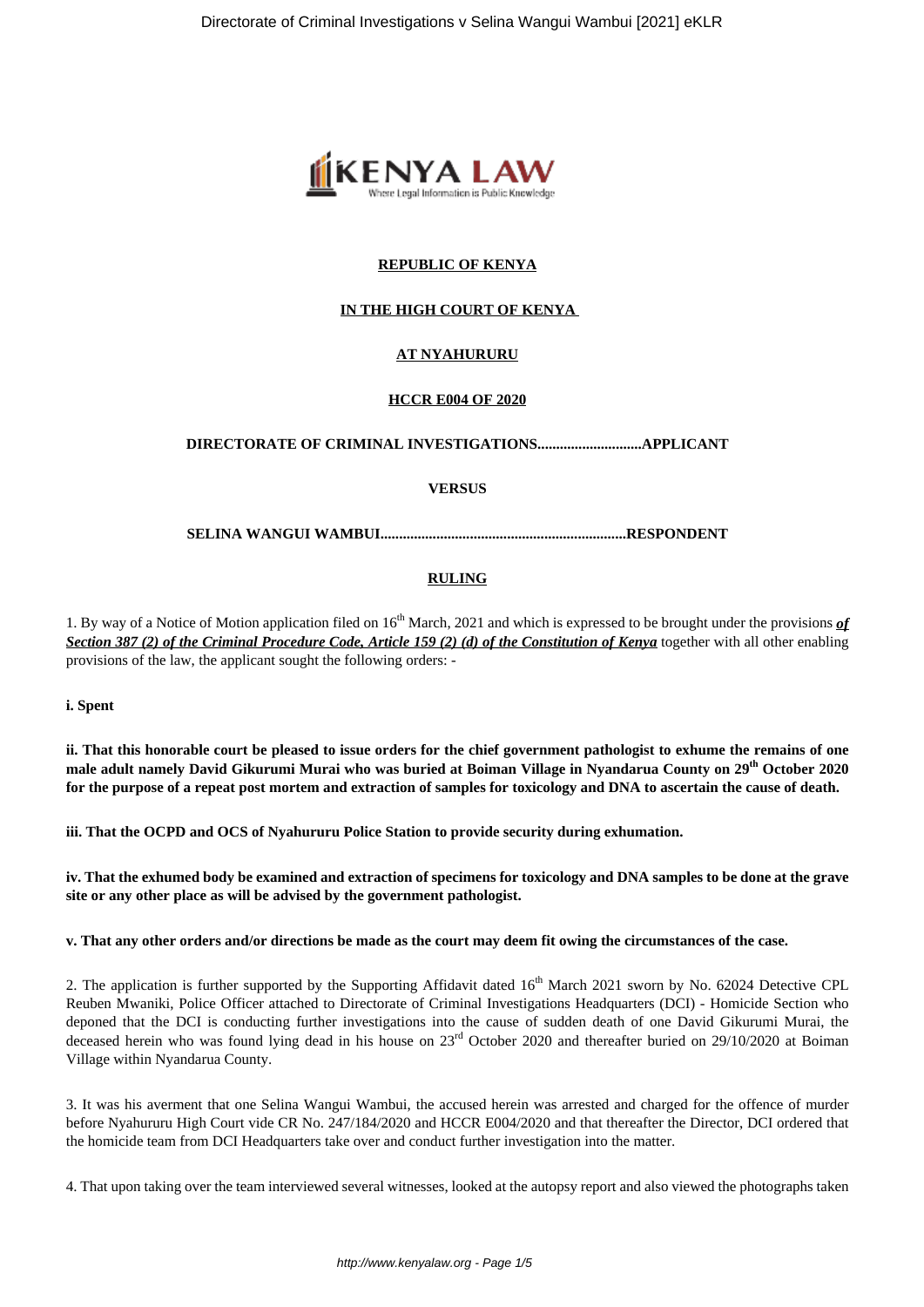**REPUBLIC OF KENYA**

**IN THE HIGH COURT OF KENYA**

**AT NYAHURURU**

**HCCR E004 OF 2020**

**DIRECTORATE OF CRIMINAL INVESTIGATIONS............................APPLICANT**

**VERSUS**

**SELINA WANGUI WAMBUI..................................................................RESPONDENT**

**RULING**

1. By way of a Notice of Motion application filed on 16th March, 2021 and which is expressed to be brought under the provisions ***of Section 387 (2) of the Criminal Procedure Code, Article 159 (2) (d) of the Constitution of Kenya*** together with all other enabling provisions of the law, the applicant sought the following orders: -

**i. Spent**

**ii. That this honorable court be pleased to issue orders for the chief government pathologist to exhume the remains of one male adult namely David Gikurumi Murai who was buried at Boiman Village in Nyandarua County on 29th October 2020 for the purpose of a repeat post mortem and extraction of samples for toxicology and DNA to ascertain the cause of death.**

**iii. That the OCPD and OCS of Nyahururu Police Station to provide security during exhumation.**

**iv. That the exhumed body be examined and extraction of specimens for toxicology and DNA samples to be done at the grave site or any other place as will be advised by the government pathologist.**

**v. That any other orders and/or directions be made as the court may deem fit owing the circumstances of the case.**

2. The application is further supported by the Supporting Affidavit dated 16th March 2021 sworn by No. 62024 Detective CPL Reuben Mwaniki, Police Officer attached to Directorate of Criminal Investigations Headquarters (DCI) - Homicide Section who deponed that the DCI is conducting further investigations into the cause of sudden death of one David Gikurumi Murai, the deceased herein who was found lying dead in his house on 23rd October 2020 and thereafter buried on 29/10/2020 at Boiman Village within Nyandarua County.

3. It was his averment that one Selina Wangui Wambui, the accused herein was arrested and charged for the offence of murder before Nyahururu High Court vide CR No. 247/184/2020 and HCCR E004/2020 and that thereafter the Director, DCI ordered that the homicide team from DCI Headquarters take over and conduct further investigation into the matter.

4. That upon taking over the team interviewed several witnesses, looked at the autopsy report and also viewed the photographs taken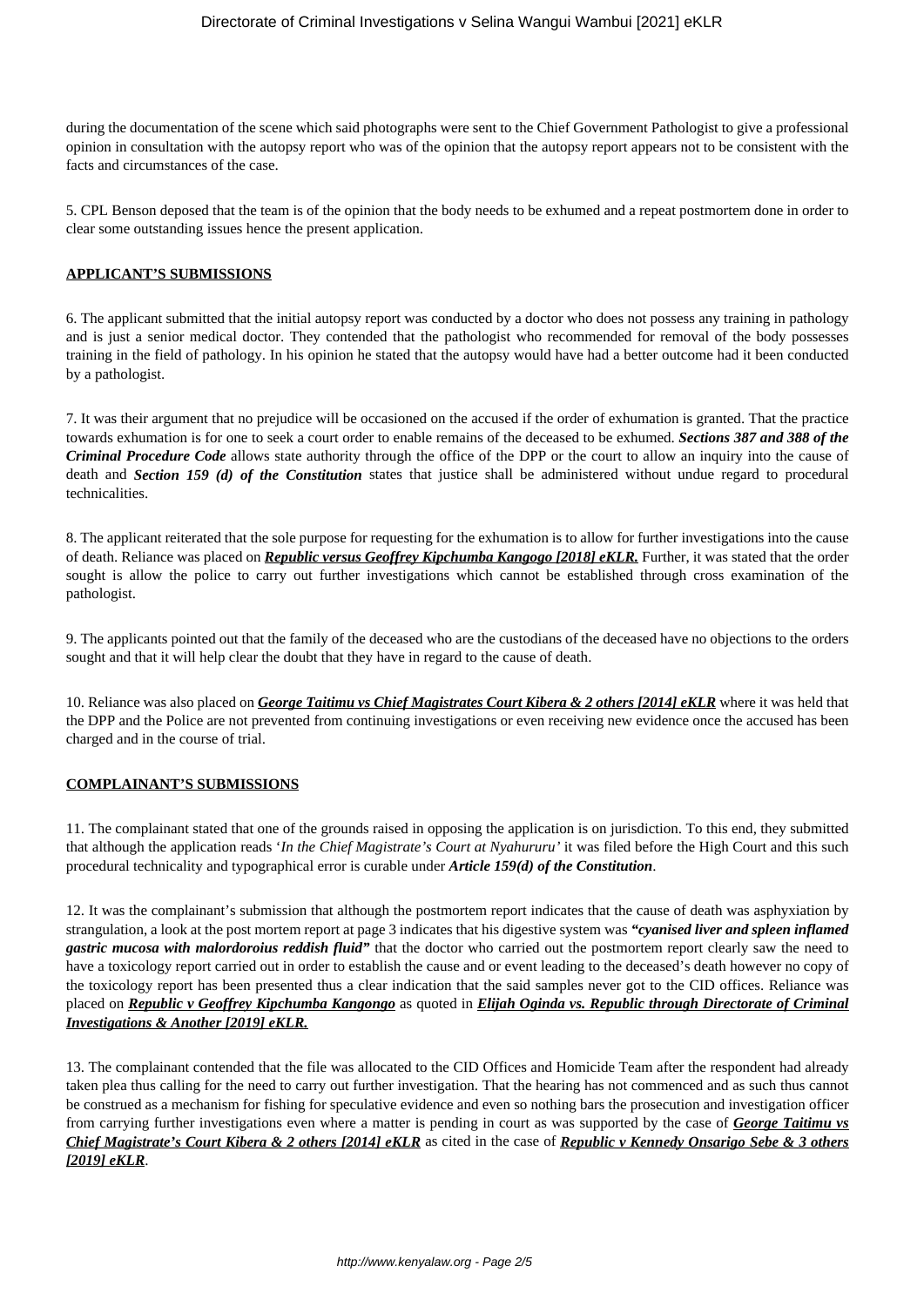during the documentation of the scene which said photographs were sent to the Chief Government Pathologist to give a professional opinion in consultation with the autopsy report who was of the opinion that the autopsy report appears not to be consistent with the facts and circumstances of the case.

5. CPL Benson deposed that the team is of the opinion that the body needs to be exhumed and a repeat postmortem done in order to clear some outstanding issues hence the present application.

**APPLICANT'S SUBMISSIONS**

6. The applicant submitted that the initial autopsy report was conducted by a doctor who does not possess any training in pathology and is just a senior medical doctor. They contended that the pathologist who recommended for removal of the body possesses training in the field of pathology. In his opinion he stated that the autopsy would have had a better outcome had it been conducted by a pathologist.

7. It was their argument that no prejudice will be occasioned on the accused if the order of exhumation is granted. That the practice towards exhumation is for one to seek a court order to enable remains of the deceased to be exhumed. ***Sections 387 and 388 of the Criminal Procedure Code*** allows state authority through the office of the DPP or the court to allow an inquiry into the cause of death and ***Section 159 (d) of the Constitution*** states that justice shall be administered without undue regard to procedural technicalities.

8. The applicant reiterated that the sole purpose for requesting for the exhumation is to allow for further investigations into the cause of death. Reliance was placed on ***Republic versus Geoffrey Kipchumba Kangogo [2018] eKLR.*** Further, it was stated that the order sought is allow the police to carry out further investigations which cannot be established through cross examination of the pathologist.

9. The applicants pointed out that the family of the deceased who are the custodians of the deceased have no objections to the orders sought and that it will help clear the doubt that they have in regard to the cause of death.

10. Reliance was also placed on ***George Taitimu vs Chief Magistrates Court Kibera & 2 others [2014] eKLR*** where it was held that the DPP and the Police are not prevented from continuing investigations or even receiving new evidence once the accused has been charged and in the course of trial.

**COMPLAINANT'S SUBMISSIONS**

11. The complainant stated that one of the grounds raised in opposing the application is on jurisdiction. To this end, they submitted that although the application reads '*In the Chief Magistrate's Court at Nyahururu'* it was filed before the High Court and this such procedural technicality and typographical error is curable under ***Article 159(d) of the Constitution***.

12. It was the complainant's submission that although the postmortem report indicates that the cause of death was asphyxiation by strangulation, a look at the post mortem report at page 3 indicates that his digestive system was ***"cyanised liver and spleen inflamed gastric mucosa with malordoroius reddish fluid"*** that the doctor who carried out the postmortem report clearly saw the need to have a toxicology report carried out in order to establish the cause and or event leading to the deceased's death however no copy of the toxicology report has been presented thus a clear indication that the said samples never got to the CID offices. Reliance was placed on ***Republic v Geoffrey Kipchumba Kangongo*** as quoted in ***Elijah Oginda vs. Republic through Directorate of Criminal Investigations & Another [2019] eKLR.***

13. The complainant contended that the file was allocated to the CID Offices and Homicide Team after the respondent had already taken plea thus calling for the need to carry out further investigation. That the hearing has not commenced and as such thus cannot be construed as a mechanism for fishing for speculative evidence and even so nothing bars the prosecution and investigation officer from carrying further investigations even where a matter is pending in court as was supported by the case of ***George Taitimu vs Chief Magistrate's Court Kibera & 2 others [2014] eKLR*** as cited in the case of ***Republic v Kennedy Onsarigo Sebe & 3 others [2019] eKLR***.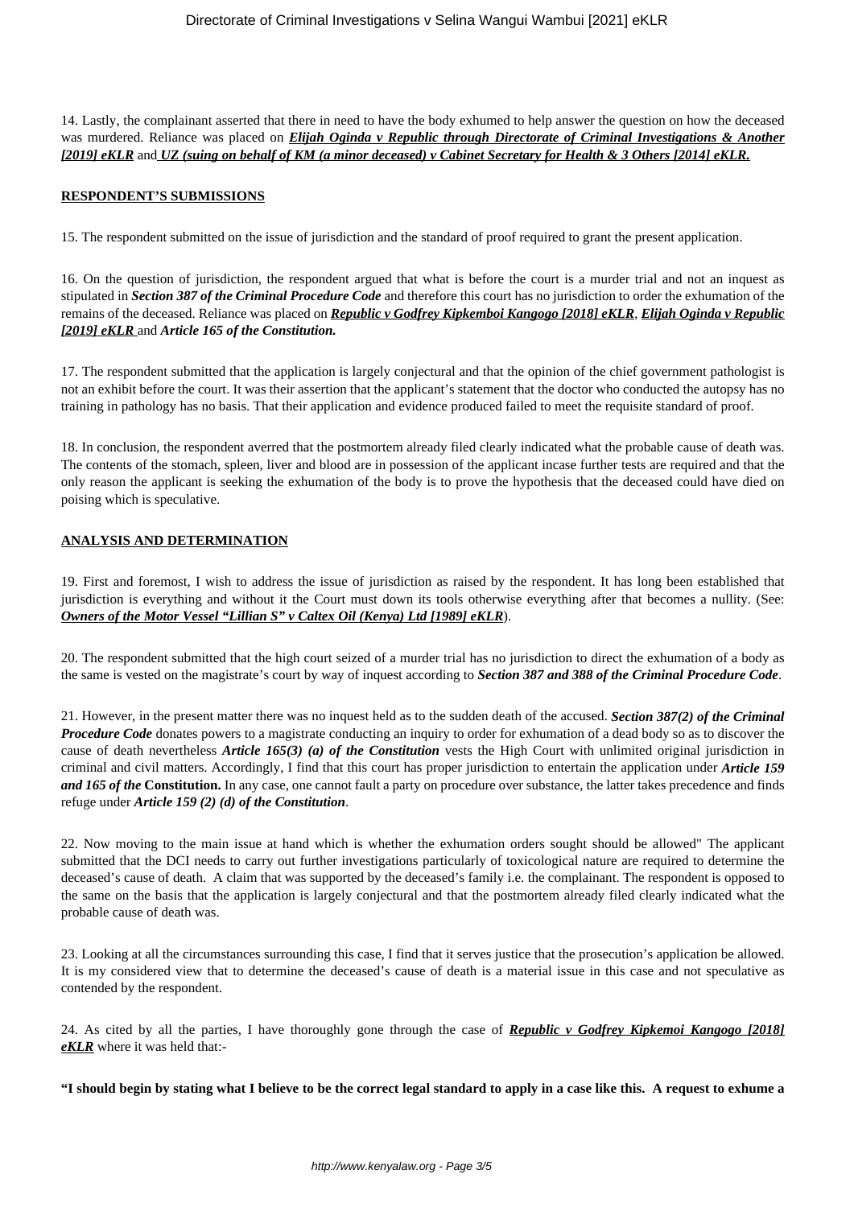14. Lastly, the complainant asserted that there in need to have the body exhumed to help answer the question on how the deceased was murdered. Reliance was placed on ***Elijah Oginda v Republic through Directorate of Criminal Investigations & Another [2019] eKLR*** and ***UZ (suing on behalf of KM (a minor deceased) v Cabinet Secretary for Health & 3 Others [2014] eKLR.***

**RESPONDENT'S SUBMISSIONS**

15. The respondent submitted on the issue of jurisdiction and the standard of proof required to grant the present application.

16. On the question of jurisdiction, the respondent argued that what is before the court is a murder trial and not an inquest as stipulated in ***Section 387 of the Criminal Procedure Code*** and therefore this court has no jurisdiction to order the exhumation of the remains of the deceased. Reliance was placed on ***Republic v Godfrey Kipkemboi Kangogo [2018] eKLR***, ***Elijah Oginda v Republic [2019] eKLR*** and ***Article 165 of the Constitution.***

17. The respondent submitted that the application is largely conjectural and that the opinion of the chief government pathologist is not an exhibit before the court. It was their assertion that the applicant's statement that the doctor who conducted the autopsy has no training in pathology has no basis. That their application and evidence produced failed to meet the requisite standard of proof.

18. In conclusion, the respondent averred that the postmortem already filed clearly indicated what the probable cause of death was. The contents of the stomach, spleen, liver and blood are in possession of the applicant incase further tests are required and that the only reason the applicant is seeking the exhumation of the body is to prove the hypothesis that the deceased could have died on poising which is speculative.

**ANALYSIS AND DETERMINATION**

19. First and foremost, I wish to address the issue of jurisdiction as raised by the respondent. It has long been established that jurisdiction is everything and without it the Court must down its tools otherwise everything after that becomes a nullity. (See: ***Owners of the Motor Vessel "Lillian S" v Caltex Oil (Kenya) Ltd [1989] eKLR***).

20. The respondent submitted that the high court seized of a murder trial has no jurisdiction to direct the exhumation of a body as the same is vested on the magistrate's court by way of inquest according to ***Section 387 and 388 of the Criminal Procedure Code***.

21. However, in the present matter there was no inquest held as to the sudden death of the accused. ***Section 387(2) of the Criminal Procedure Code*** donates powers to a magistrate conducting an inquiry to order for exhumation of a dead body so as to discover the cause of death nevertheless ***Article 165(3) (a) of the Constitution*** vests the High Court with unlimited original jurisdiction in criminal and civil matters. Accordingly, I find that this court has proper jurisdiction to entertain the application under ***Article 159 and 165 of the* Constitution.** In any case, one cannot fault a party on procedure over substance, the latter takes precedence and finds refuge under ***Article 159 (2) (d) of the Constitution***.

22. Now moving to the main issue at hand which is whether the exhumation orders sought should be allowed" The applicant submitted that the DCI needs to carry out further investigations particularly of toxicological nature are required to determine the deceased's cause of death. A claim that was supported by the deceased's family i.e. the complainant. The respondent is opposed to the same on the basis that the application is largely conjectural and that the postmortem already filed clearly indicated what the probable cause of death was.

23. Looking at all the circumstances surrounding this case, I find that it serves justice that the prosecution's application be allowed. It is my considered view that to determine the deceased's cause of death is a material issue in this case and not speculative as contended by the respondent.

24. As cited by all the parties, I have thoroughly gone through the case of ***Republic v Godfrey Kipkemoi Kangogo [2018] eKLR*** where it was held that:-

**"I should begin by stating what I believe to be the correct legal standard to apply in a case like this. A request to exhume a**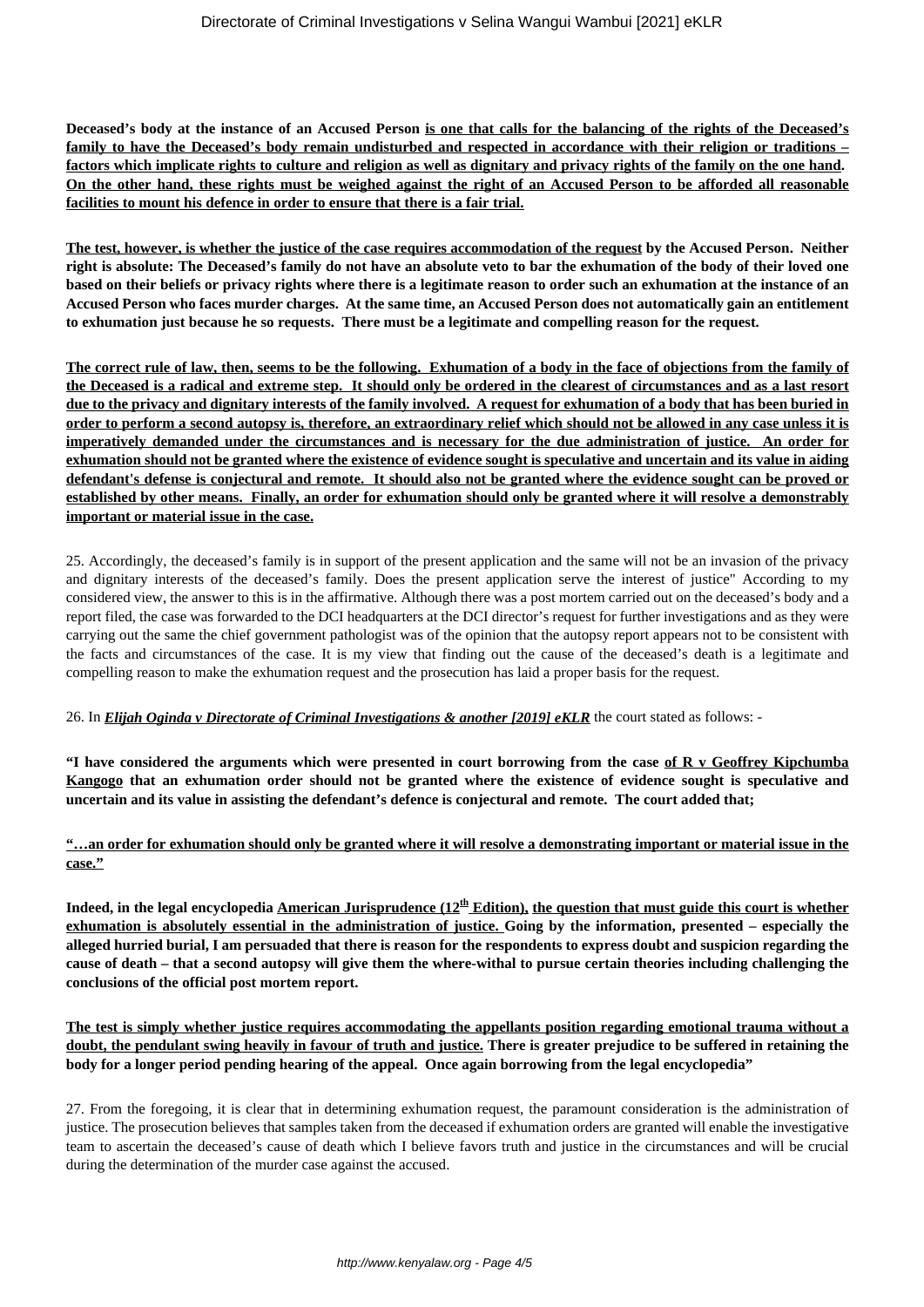**Deceased's body at the instance of an Accused Person <u>is one that calls for the balancing of the rights of the Deceased's family to have the Deceased's body remain undisturbed and respected in accordance with their religion or traditions – factors which implicate rights to culture and religion as well as dignitary and privacy rights of the family on the one hand. On the other hand, these rights must be weighed against the right of an Accused Person to be afforded all reasonable facilities to mount his defence in order to ensure that there is a fair trial.</u>**

**<u>The test, however, is whether the justice of the case requires accommodation of the request</u> by the Accused Person. Neither right is absolute: The Deceased's family do not have an absolute veto to bar the exhumation of the body of their loved one based on their beliefs or privacy rights where there is a legitimate reason to order such an exhumation at the instance of an Accused Person who faces murder charges. At the same time, an Accused Person does not automatically gain an entitlement to exhumation just because he so requests. There must be a legitimate and compelling reason for the request.**

**<u>The correct rule of law, then, seems to be the following. Exhumation of a body in the face of objections from the family of the Deceased is a radical and extreme step. It should only be ordered in the clearest of circumstances and as a last resort due to the privacy and dignitary interests of the family involved. A request for exhumation of a body that has been buried in order to perform a second autopsy is, therefore, an extraordinary relief which should not be allowed in any case unless it is imperatively demanded under the circumstances and is necessary for the due administration of justice. An order for exhumation should not be granted where the existence of evidence sought is speculative and uncertain and its value in aiding defendant's defense is conjectural and remote. It should also not be granted where the evidence sought can be proved or established by other means. Finally, an order for exhumation should only be granted where it will resolve a demonstrably important or material issue in the case.</u>**

25. Accordingly, the deceased's family is in support of the present application and the same will not be an invasion of the privacy and dignitary interests of the deceased's family. Does the present application serve the interest of justice" According to my considered view, the answer to this is in the affirmative. Although there was a post mortem carried out on the deceased's body and a report filed, the case was forwarded to the DCI headquarters at the DCI director's request for further investigations and as they were carrying out the same the chief government pathologist was of the opinion that the autopsy report appears not to be consistent with the facts and circumstances of the case. It is my view that finding out the cause of the deceased's death is a legitimate and compelling reason to make the exhumation request and the prosecution has laid a proper basis for the request.

26. In ***<u>Elijah Oginda v Directorate of Criminal Investigations & another [2019] eKLR</u>*** the court stated as follows: -

**"I have considered the arguments which were presented in court borrowing from the case <u>of R v Geoffrey Kipchumba Kangogo</u> that an exhumation order should not be granted where the existence of evidence sought is speculative and uncertain and its value in assisting the defendant's defence is conjectural and remote. The court added that;**

**<u>"…an order for exhumation should only be granted where it will resolve a demonstrating important or material issue in the case."</u>**

**Indeed, in the legal encyclopedia <u>American Jurisprudence (12th Edition)</u>, <u>the question that must guide this court is whether exhumation is absolutely essential in the administration of justice.</u> Going by the information, presented – especially the alleged hurried burial, I am persuaded that there is reason for the respondents to express doubt and suspicion regarding the cause of death – that a second autopsy will give them the where-withal to pursue certain theories including challenging the conclusions of the official post mortem report.**

**<u>The test is simply whether justice requires accommodating the appellants position regarding emotional trauma without a doubt, the pendulant swing heavily in favour of truth and justice.</u> There is greater prejudice to be suffered in retaining the body for a longer period pending hearing of the appeal. Once again borrowing from the legal encyclopedia"**

27. From the foregoing, it is clear that in determining exhumation request, the paramount consideration is the administration of justice. The prosecution believes that samples taken from the deceased if exhumation orders are granted will enable the investigative team to ascertain the deceased's cause of death which I believe favors truth and justice in the circumstances and will be crucial during the determination of the murder case against the accused.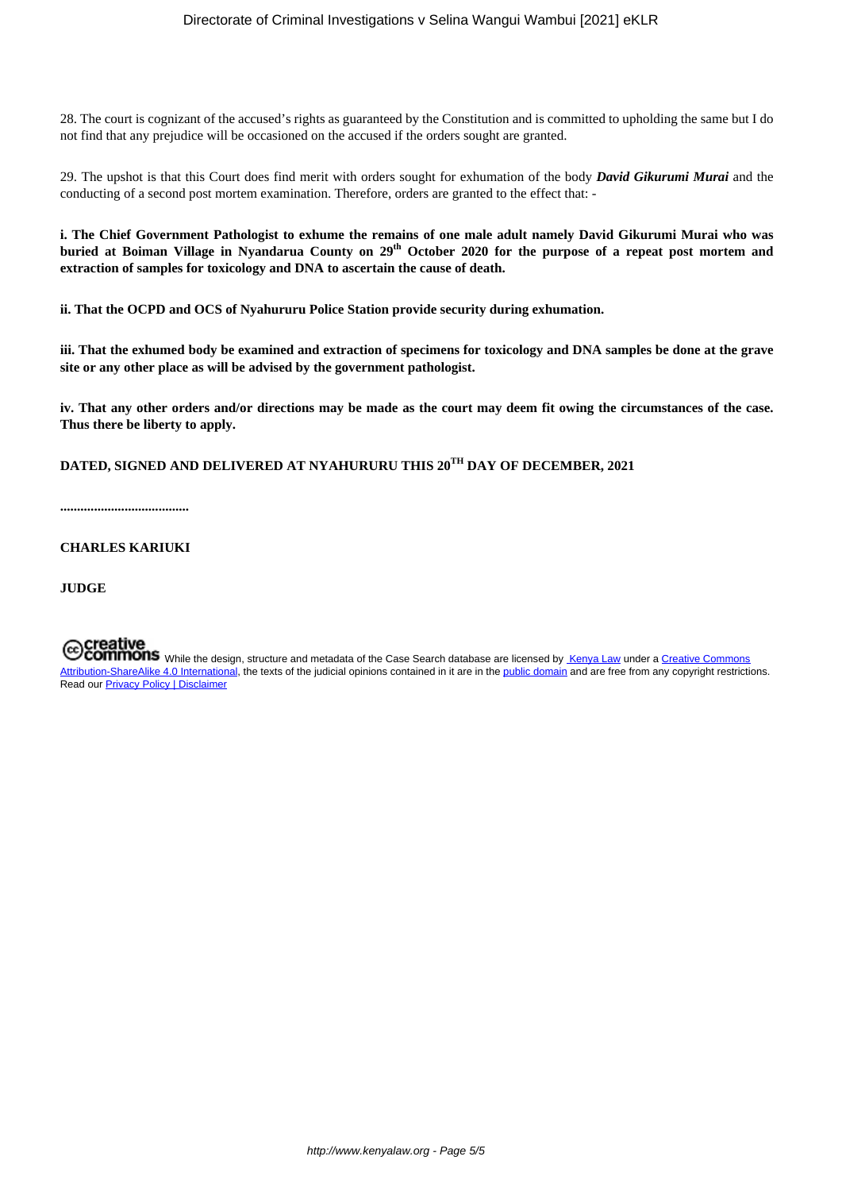28. The court is cognizant of the accused's rights as guaranteed by the Constitution and is committed to upholding the same but I do not find that any prejudice will be occasioned on the accused if the orders sought are granted.

29. The upshot is that this Court does find merit with orders sought for exhumation of the body ***David Gikurumi Murai*** and the conducting of a second post mortem examination. Therefore, orders are granted to the effect that: -

**i. The Chief Government Pathologist to exhume the remains of one male adult namely David Gikurumi Murai who was buried at Boiman Village in Nyandarua County on 29th October 2020 for the purpose of a repeat post mortem and extraction of samples for toxicology and DNA to ascertain the cause of death.**

**ii. That the OCPD and OCS of Nyahururu Police Station provide security during exhumation.**

**iii. That the exhumed body be examined and extraction of specimens for toxicology and DNA samples be done at the grave site or any other place as will be advised by the government pathologist.**

**iv. That any other orders and/or directions may be made as the court may deem fit owing the circumstances of the case. Thus there be liberty to apply.**

**DATED, SIGNED AND DELIVERED AT NYAHURURU THIS 20TH DAY OF DECEMBER, 2021**

**......................................**

**CHARLES KARIUKI**

**JUDGE**

While the design, structure and metadata of the Case Search database are licensed by Kenya Law under a Creative Commons Attribution-ShareAlike 4.0 International, the texts of the judicial opinions contained in it are in the public domain and are free from any copyright restrictions. Read our Privacy Policy | Disclaimer